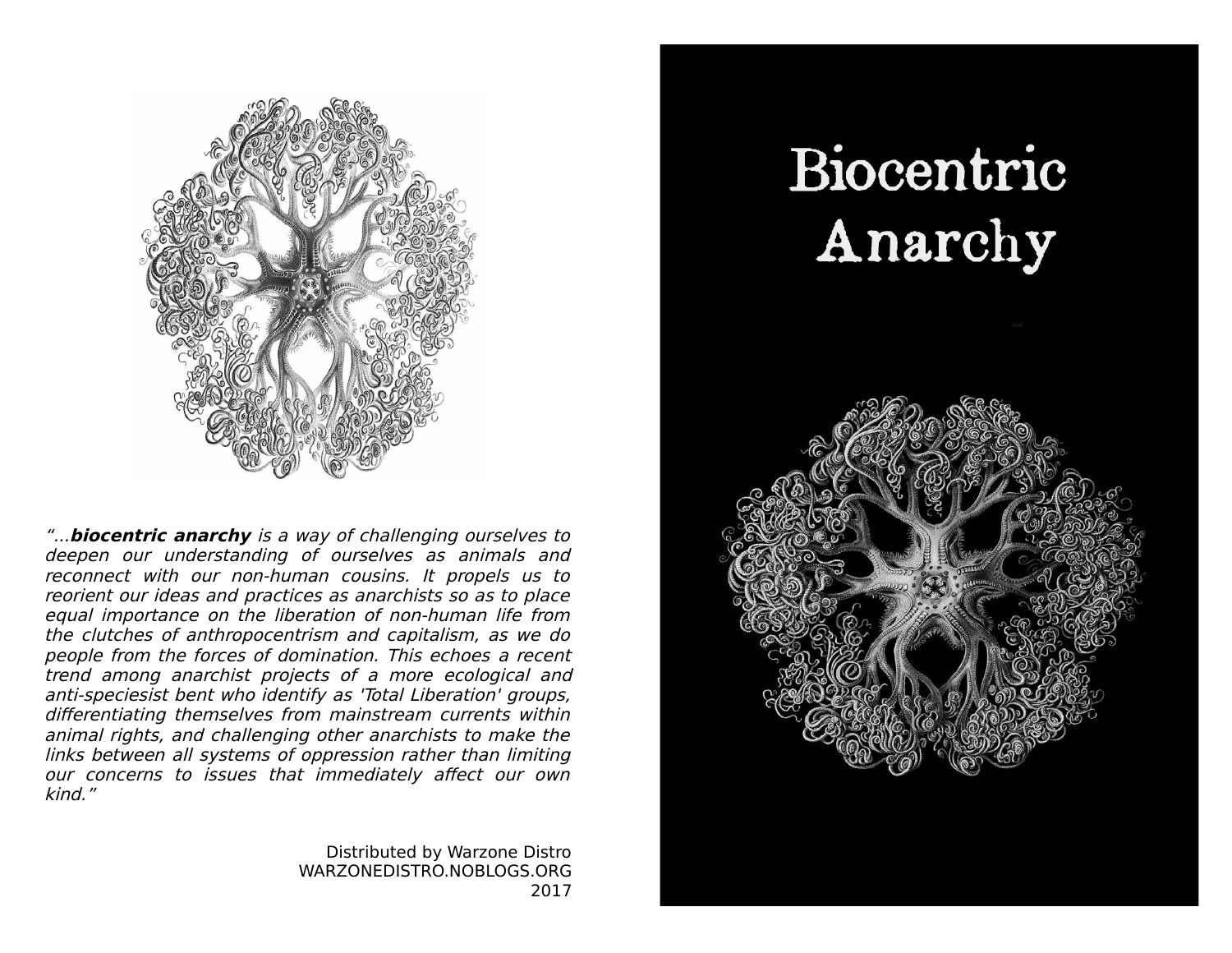“...***biocentric anarchy*** *is a way of challenging ourselves to deepen our understanding of ourselves as animals and reconnect with our non-human cousins. It propels us to reorient our ideas and practices as anarchists so as to place equal importance on the liberation of non-human life from the clutches of anthropocentrism and capitalism, as we do people from the forces of domination. This echoes a recent trend among anarchist projects of a more ecological and anti-speciesist bent who identify as 'Total Liberation' groups, differentiating themselves from mainstream currents within animal rights, and challenging other anarchists to make the links between all systems of oppression rather than limiting our concerns to issues that immediately affect our own kind.*”

Distributed by Warzone Distro
WARZONEDISTRO.NOBLOGS.ORG
2017

# Biocentric Anarchy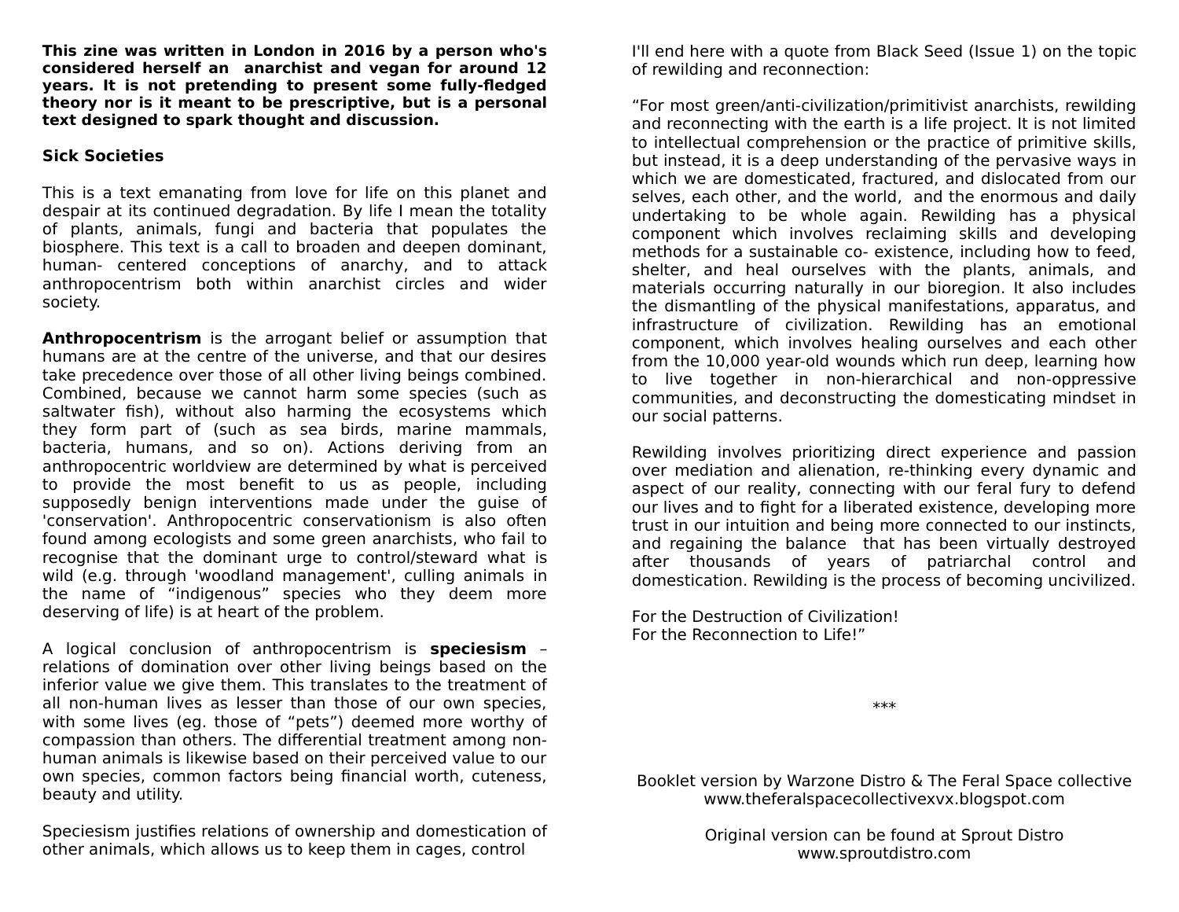**This zine was written in London in 2016 by a person who's considered herself an anarchist and vegan for around 12 years. It is not pretending to present some fully-fledged theory nor is it meant to be prescriptive, but is a personal text designed to spark thought and discussion.**

## Sick Societies

This is a text emanating from love for life on this planet and despair at its continued degradation. By life I mean the totality of plants, animals, fungi and bacteria that populates the biosphere. This text is a call to broaden and deepen dominant, human- centered conceptions of anarchy, and to attack anthropocentrism both within anarchist circles and wider society.

**Anthropocentrism** is the arrogant belief or assumption that humans are at the centre of the universe, and that our desires take precedence over those of all other living beings combined. Combined, because we cannot harm some species (such as saltwater fish), without also harming the ecosystems which they form part of (such as sea birds, marine mammals, bacteria, humans, and so on). Actions deriving from an anthropocentric worldview are determined by what is perceived to provide the most benefit to us as people, including supposedly benign interventions made under the guise of 'conservation'. Anthropocentric conservationism is also often found among ecologists and some green anarchists, who fail to recognise that the dominant urge to control/steward what is wild (e.g. through 'woodland management', culling animals in the name of “indigenous” species who they deem more deserving of life) is at heart of the problem.

A logical conclusion of anthropocentrism is **speciesism** – relations of domination over other living beings based on the inferior value we give them. This translates to the treatment of all non-human lives as lesser than those of our own species, with some lives (eg. those of “pets”) deemed more worthy of compassion than others. The differential treatment among non-human animals is likewise based on their perceived value to our own species, common factors being financial worth, cuteness, beauty and utility.

Speciesism justifies relations of ownership and domestication of other animals, which allows us to keep them in cages, control

I'll end here with a quote from Black Seed (Issue 1) on the topic of rewilding and reconnection:

“For most green/anti-civilization/primitivist anarchists, rewilding and reconnecting with the earth is a life project. It is not limited to intellectual comprehension or the practice of primitive skills, but instead, it is a deep understanding of the pervasive ways in which we are domesticated, fractured, and dislocated from our selves, each other, and the world, and the enormous and daily undertaking to be whole again. Rewilding has a physical component which involves reclaiming skills and developing methods for a sustainable co- existence, including how to feed, shelter, and heal ourselves with the plants, animals, and materials occurring naturally in our bioregion. It also includes the dismantling of the physical manifestations, apparatus, and infrastructure of civilization. Rewilding has an emotional component, which involves healing ourselves and each other from the 10,000 year-old wounds which run deep, learning how to live together in non-hierarchical and non-oppressive communities, and deconstructing the domesticating mindset in our social patterns.

Rewilding involves prioritizing direct experience and passion over mediation and alienation, re-thinking every dynamic and aspect of our reality, connecting with our feral fury to defend our lives and to fight for a liberated existence, developing more trust in our intuition and being more connected to our instincts, and regaining the balance that has been virtually destroyed after thousands of years of patriarchal control and domestication. Rewilding is the process of becoming uncivilized.

For the Destruction of Civilization!
For the Reconnection to Life!”

***

Booklet version by Warzone Distro & The Feral Space collective
www.theferalspacecollectivexvx.blogspot.com

Original version can be found at Sprout Distro
www.sproutdistro.com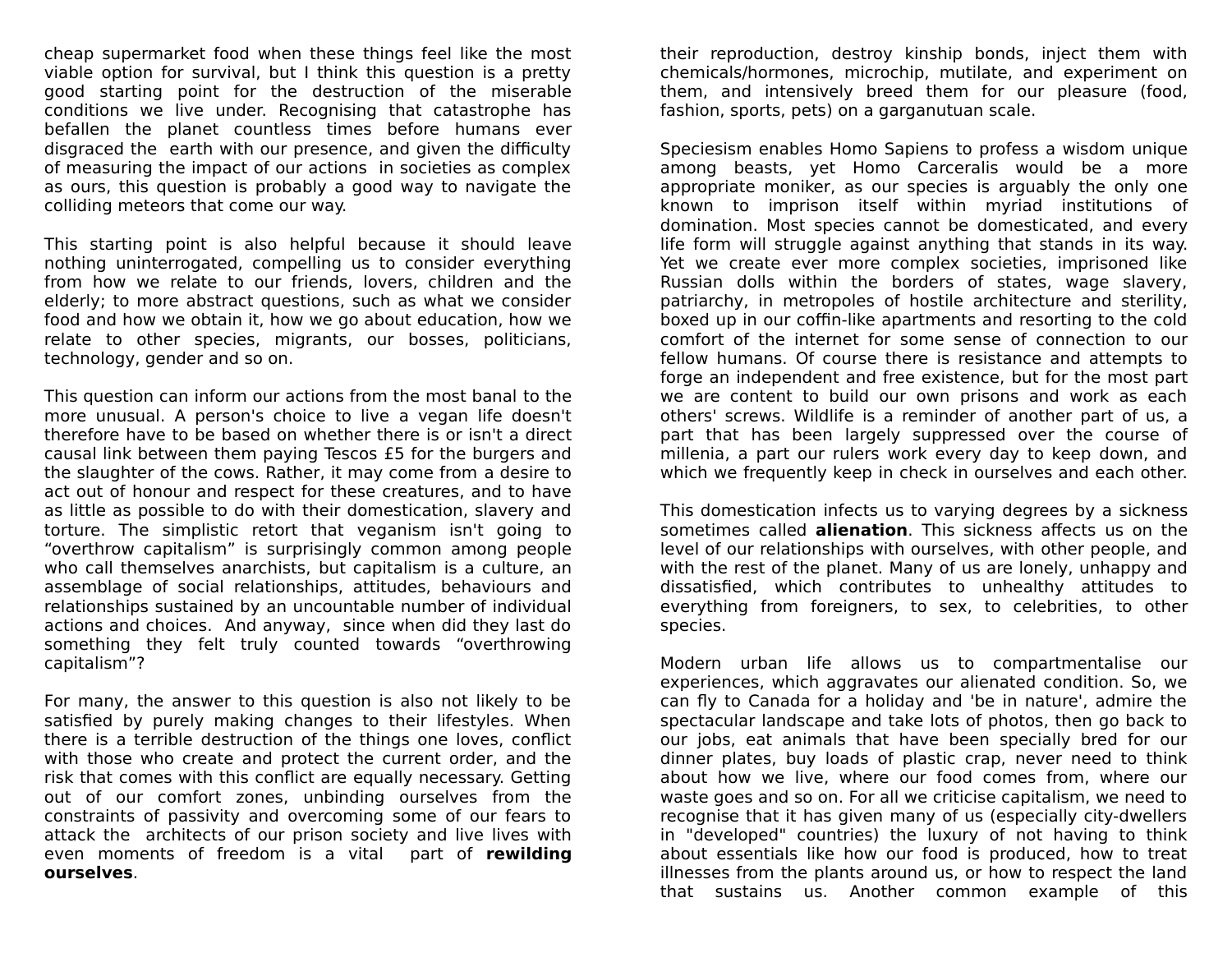cheap supermarket food when these things feel like the most viable option for survival, but I think this question is a pretty good starting point for the destruction of the miserable conditions we live under. Recognising that catastrophe has befallen the planet countless times before humans ever disgraced the earth with our presence, and given the difficulty of measuring the impact of our actions in societies as complex as ours, this question is probably a good way to navigate the colliding meteors that come our way.

This starting point is also helpful because it should leave nothing uninterrogated, compelling us to consider everything from how we relate to our friends, lovers, children and the elderly; to more abstract questions, such as what we consider food and how we obtain it, how we go about education, how we relate to other species, migrants, our bosses, politicians, technology, gender and so on.

This question can inform our actions from the most banal to the more unusual. A person's choice to live a vegan life doesn't therefore have to be based on whether there is or isn't a direct causal link between them paying Tescos £5 for the burgers and the slaughter of the cows. Rather, it may come from a desire to act out of honour and respect for these creatures, and to have as little as possible to do with their domestication, slavery and torture. The simplistic retort that veganism isn't going to "overthrow capitalism" is surprisingly common among people who call themselves anarchists, but capitalism is a culture, an assemblage of social relationships, attitudes, behaviours and relationships sustained by an uncountable number of individual actions and choices. And anyway, since when did they last do something they felt truly counted towards "overthrowing capitalism"?

For many, the answer to this question is also not likely to be satisfied by purely making changes to their lifestyles. When there is a terrible destruction of the things one loves, conflict with those who create and protect the current order, and the risk that comes with this conflict are equally necessary. Getting out of our comfort zones, unbinding ourselves from the constraints of passivity and overcoming some of our fears to attack the architects of our prison society and live lives with even moments of freedom is a vital part of **rewilding ourselves**.

their reproduction, destroy kinship bonds, inject them with chemicals/hormones, microchip, mutilate, and experiment on them, and intensively breed them for our pleasure (food, fashion, sports, pets) on a garganutuan scale.

Speciesism enables Homo Sapiens to profess a wisdom unique among beasts, yet Homo Carceralis would be a more appropriate moniker, as our species is arguably the only one known to imprison itself within myriad institutions of domination. Most species cannot be domesticated, and every life form will struggle against anything that stands in its way. Yet we create ever more complex societies, imprisoned like Russian dolls within the borders of states, wage slavery, patriarchy, in metropoles of hostile architecture and sterility, boxed up in our coffin-like apartments and resorting to the cold comfort of the internet for some sense of connection to our fellow humans. Of course there is resistance and attempts to forge an independent and free existence, but for the most part we are content to build our own prisons and work as each others' screws. Wildlife is a reminder of another part of us, a part that has been largely suppressed over the course of millenia, a part our rulers work every day to keep down, and which we frequently keep in check in ourselves and each other.

This domestication infects us to varying degrees by a sickness sometimes called **alienation**. This sickness affects us on the level of our relationships with ourselves, with other people, and with the rest of the planet. Many of us are lonely, unhappy and dissatisfied, which contributes to unhealthy attitudes to everything from foreigners, to sex, to celebrities, to other species.

Modern urban life allows us to compartmentalise our experiences, which aggravates our alienated condition. So, we can fly to Canada for a holiday and 'be in nature', admire the spectacular landscape and take lots of photos, then go back to our jobs, eat animals that have been specially bred for our dinner plates, buy loads of plastic crap, never need to think about how we live, where our food comes from, where our waste goes and so on. For all we criticise capitalism, we need to recognise that it has given many of us (especially city-dwellers in "developed" countries) the luxury of not having to think about essentials like how our food is produced, how to treat illnesses from the plants around us, or how to respect the land that sustains us. Another common example of this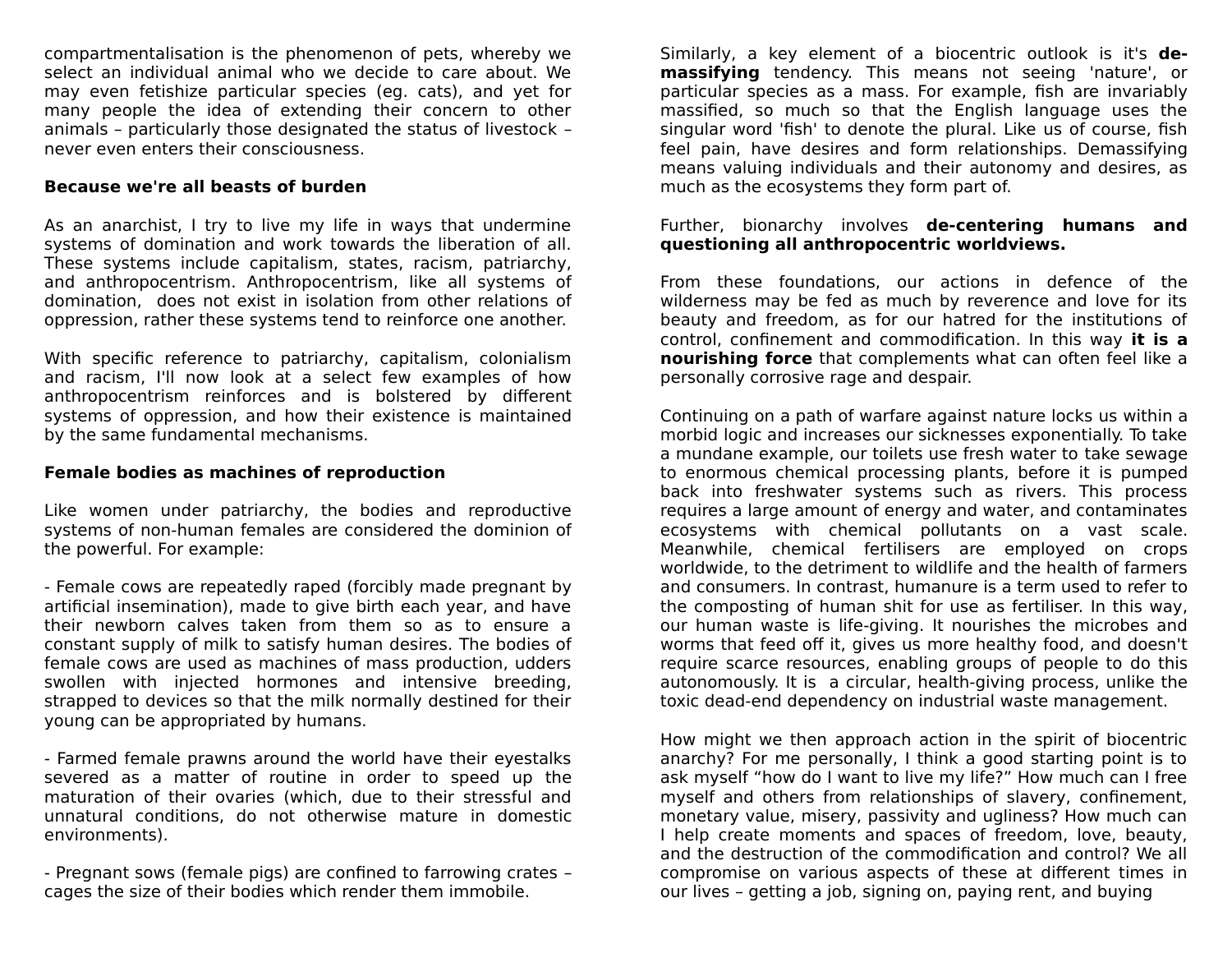compartmentalisation is the phenomenon of pets, whereby we select an individual animal who we decide to care about. We may even fetishize particular species (eg. cats), and yet for many people the idea of extending their concern to other animals – particularly those designated the status of livestock – never even enters their consciousness.

**Because we're all beasts of burden**

As an anarchist, I try to live my life in ways that undermine systems of domination and work towards the liberation of all. These systems include capitalism, states, racism, patriarchy, and anthropocentrism. Anthropocentrism, like all systems of domination, does not exist in isolation from other relations of oppression, rather these systems tend to reinforce one another.

With specific reference to patriarchy, capitalism, colonialism and racism, I'll now look at a select few examples of how anthropocentrism reinforces and is bolstered by different systems of oppression, and how their existence is maintained by the same fundamental mechanisms.

**Female bodies as machines of reproduction**

Like women under patriarchy, the bodies and reproductive systems of non-human females are considered the dominion of the powerful. For example:

- Female cows are repeatedly raped (forcibly made pregnant by artificial insemination), made to give birth each year, and have their newborn calves taken from them so as to ensure a constant supply of milk to satisfy human desires. The bodies of female cows are used as machines of mass production, udders swollen with injected hormones and intensive breeding, strapped to devices so that the milk normally destined for their young can be appropriated by humans.

- Farmed female prawns around the world have their eyestalks severed as a matter of routine in order to speed up the maturation of their ovaries (which, due to their stressful and unnatural conditions, do not otherwise mature in domestic environments).

- Pregnant sows (female pigs) are confined to farrowing crates – cages the size of their bodies which render them immobile.

Similarly, a key element of a biocentric outlook is it's **de-massifying** tendency. This means not seeing 'nature', or particular species as a mass. For example, fish are invariably massified, so much so that the English language uses the singular word 'fish' to denote the plural. Like us of course, fish feel pain, have desires and form relationships. Demassifying means valuing individuals and their autonomy and desires, as much as the ecosystems they form part of.

Further, bionarchy involves **de-centering humans and questioning all anthropocentric worldviews.**

From these foundations, our actions in defence of the wilderness may be fed as much by reverence and love for its beauty and freedom, as for our hatred for the institutions of control, confinement and commodification. In this way **it is a nourishing force** that complements what can often feel like a personally corrosive rage and despair.

Continuing on a path of warfare against nature locks us within a morbid logic and increases our sicknesses exponentially. To take a mundane example, our toilets use fresh water to take sewage to enormous chemical processing plants, before it is pumped back into freshwater systems such as rivers. This process requires a large amount of energy and water, and contaminates ecosystems with chemical pollutants on a vast scale. Meanwhile, chemical fertilisers are employed on crops worldwide, to the detriment to wildlife and the health of farmers and consumers. In contrast, humanure is a term used to refer to the composting of human shit for use as fertiliser. In this way, our human waste is life-giving. It nourishes the microbes and worms that feed off it, gives us more healthy food, and doesn't require scarce resources, enabling groups of people to do this autonomously. It is a circular, health-giving process, unlike the toxic dead-end dependency on industrial waste management.

How might we then approach action in the spirit of biocentric anarchy? For me personally, I think a good starting point is to ask myself "how do I want to live my life?" How much can I free myself and others from relationships of slavery, confinement, monetary value, misery, passivity and ugliness? How much can I help create moments and spaces of freedom, love, beauty, and the destruction of the commodification and control? We all compromise on various aspects of these at different times in our lives – getting a job, signing on, paying rent, and buying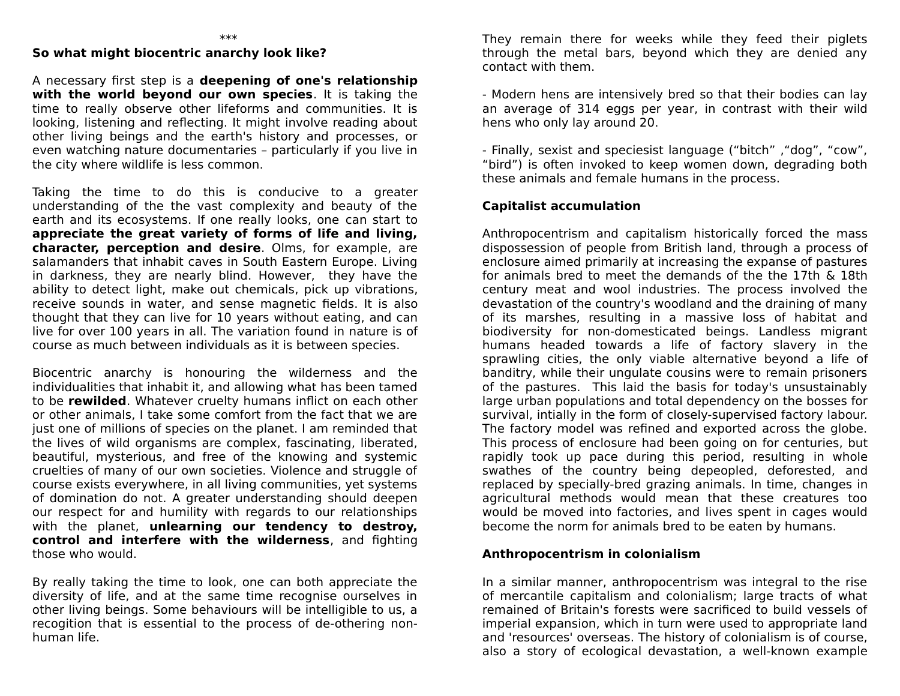***

**So what might biocentric anarchy look like?**

A necessary first step is a **deepening of one's relationship with the world beyond our own species**. It is taking the time to really observe other lifeforms and communities. It is looking, listening and reflecting. It might involve reading about other living beings and the earth's history and processes, or even watching nature documentaries – particularly if you live in the city where wildlife is less common.

Taking the time to do this is conducive to a greater understanding of the the vast complexity and beauty of the earth and its ecosystems. If one really looks, one can start to **appreciate the great variety of forms of life and living, character, perception and desire**. Olms, for example, are salamanders that inhabit caves in South Eastern Europe. Living in darkness, they are nearly blind. However, they have the ability to detect light, make out chemicals, pick up vibrations, receive sounds in water, and sense magnetic fields. It is also thought that they can live for 10 years without eating, and can live for over 100 years in all. The variation found in nature is of course as much between individuals as it is between species.

Biocentric anarchy is honouring the wilderness and the individualities that inhabit it, and allowing what has been tamed to be **rewilded**. Whatever cruelty humans inflict on each other or other animals, I take some comfort from the fact that we are just one of millions of species on the planet. I am reminded that the lives of wild organisms are complex, fascinating, liberated, beautiful, mysterious, and free of the knowing and systemic cruelties of many of our own societies. Violence and struggle of course exists everywhere, in all living communities, yet systems of domination do not. A greater understanding should deepen our respect for and humility with regards to our relationships with the planet, **unlearning our tendency to destroy, control and interfere with the wilderness**, and fighting those who would.

By really taking the time to look, one can both appreciate the diversity of life, and at the same time recognise ourselves in other living beings. Some behaviours will be intelligible to us, a recogition that is essential to the process of de-othering non-human life.

They remain there for weeks while they feed their piglets through the metal bars, beyond which they are denied any contact with them.

- Modern hens are intensively bred so that their bodies can lay an average of 314 eggs per year, in contrast with their wild hens who only lay around 20.

- Finally, sexist and speciesist language ("bitch" ,"dog", "cow", "bird") is often invoked to keep women down, degrading both these animals and female humans in the process.

**Capitalist accumulation**

Anthropocentrism and capitalism historically forced the mass dispossession of people from British land, through a process of enclosure aimed primarily at increasing the expanse of pastures for animals bred to meet the demands of the the 17th & 18th century meat and wool industries. The process involved the devastation of the country's woodland and the draining of many of its marshes, resulting in a massive loss of habitat and biodiversity for non-domesticated beings. Landless migrant humans headed towards a life of factory slavery in the sprawling cities, the only viable alternative beyond a life of banditry, while their ungulate cousins were to remain prisoners of the pastures. This laid the basis for today's unsustainably large urban populations and total dependency on the bosses for survival, intially in the form of closely-supervised factory labour. The factory model was refined and exported across the globe. This process of enclosure had been going on for centuries, but rapidly took up pace during this period, resulting in whole swathes of the country being depeopled, deforested, and replaced by specially-bred grazing animals. In time, changes in agricultural methods would mean that these creatures too would be moved into factories, and lives spent in cages would become the norm for animals bred to be eaten by humans.

**Anthropocentrism in colonialism**

In a similar manner, anthropocentrism was integral to the rise of mercantile capitalism and colonialism; large tracts of what remained of Britain's forests were sacrificed to build vessels of imperial expansion, which in turn were used to appropriate land and 'resources' overseas. The history of colonialism is of course, also a story of ecological devastation, a well-known example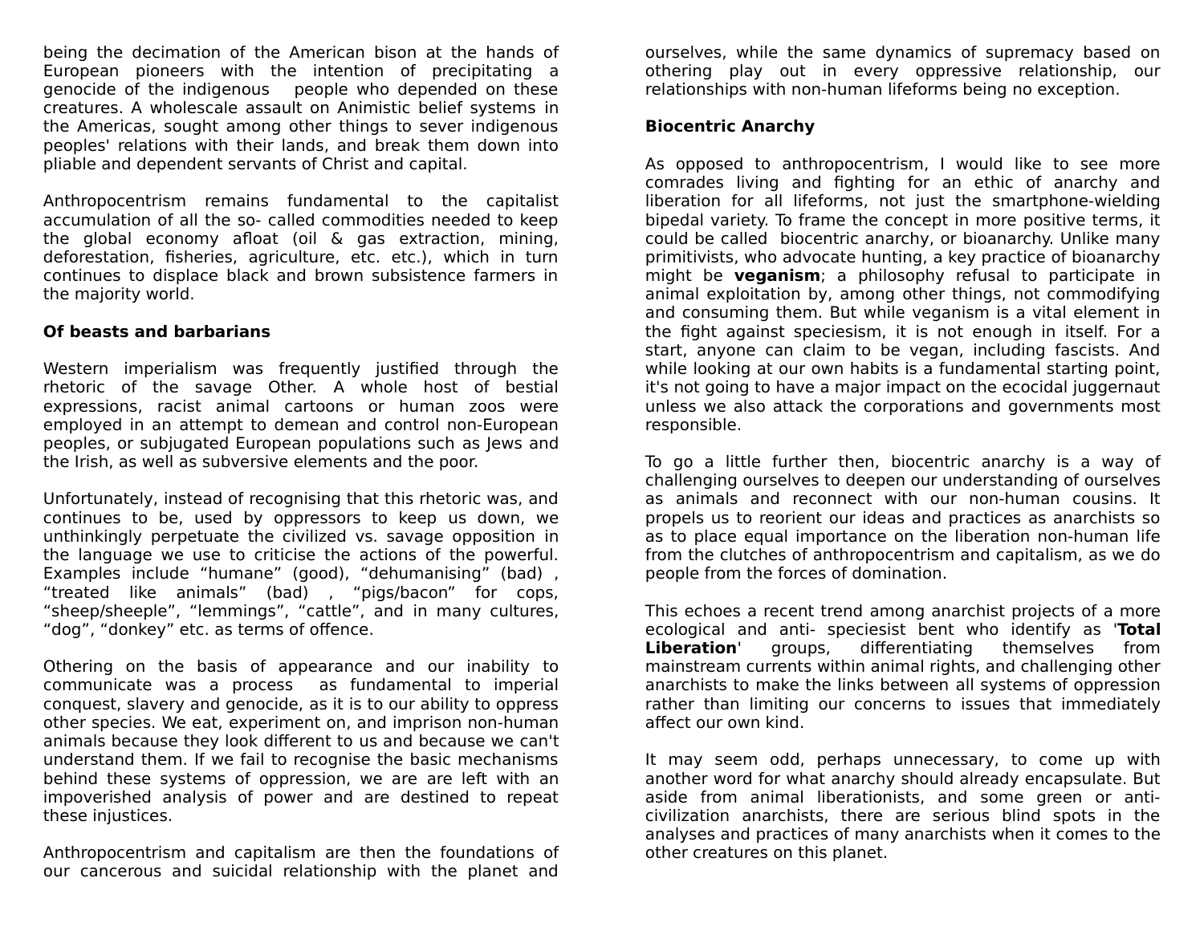being the decimation of the American bison at the hands of European pioneers with the intention of precipitating a genocide of the indigenous people who depended on these creatures. A wholescale assault on Animistic belief systems in the Americas, sought among other things to sever indigenous peoples' relations with their lands, and break them down into pliable and dependent servants of Christ and capital.

Anthropocentrism remains fundamental to the capitalist accumulation of all the so- called commodities needed to keep the global economy afloat (oil & gas extraction, mining, deforestation, fisheries, agriculture, etc. etc.), which in turn continues to displace black and brown subsistence farmers in the majority world.

**Of beasts and barbarians**

Western imperialism was frequently justified through the rhetoric of the savage Other. A whole host of bestial expressions, racist animal cartoons or human zoos were employed in an attempt to demean and control non-European peoples, or subjugated European populations such as Jews and the Irish, as well as subversive elements and the poor.

Unfortunately, instead of recognising that this rhetoric was, and continues to be, used by oppressors to keep us down, we unthinkingly perpetuate the civilized vs. savage opposition in the language we use to criticise the actions of the powerful. Examples include “humane” (good), “dehumanising” (bad) , “treated like animals” (bad) , “pigs/bacon” for cops, “sheep/sheeple”, “lemmings”, “cattle”, and in many cultures, “dog”, “donkey” etc. as terms of offence.

Othering on the basis of appearance and our inability to communicate was a process as fundamental to imperial conquest, slavery and genocide, as it is to our ability to oppress other species. We eat, experiment on, and imprison non-human animals because they look different to us and because we can't understand them. If we fail to recognise the basic mechanisms behind these systems of oppression, we are are left with an impoverished analysis of power and are destined to repeat these injustices.

Anthropocentrism and capitalism are then the foundations of our cancerous and suicidal relationship with the planet and ourselves, while the same dynamics of supremacy based on othering play out in every oppressive relationship, our relationships with non-human lifeforms being no exception.

**Biocentric Anarchy**

As opposed to anthropocentrism, I would like to see more comrades living and fighting for an ethic of anarchy and liberation for all lifeforms, not just the smartphone-wielding bipedal variety. To frame the concept in more positive terms, it could be called biocentric anarchy, or bioanarchy. Unlike many primitivists, who advocate hunting, a key practice of bioanarchy might be **veganism**; a philosophy refusal to participate in animal exploitation by, among other things, not commodifying and consuming them. But while veganism is a vital element in the fight against speciesism, it is not enough in itself. For a start, anyone can claim to be vegan, including fascists. And while looking at our own habits is a fundamental starting point, it's not going to have a major impact on the ecocidal juggernaut unless we also attack the corporations and governments most responsible.

To go a little further then, biocentric anarchy is a way of challenging ourselves to deepen our understanding of ourselves as animals and reconnect with our non-human cousins. It propels us to reorient our ideas and practices as anarchists so as to place equal importance on the liberation non-human life from the clutches of anthropocentrism and capitalism, as we do people from the forces of domination.

This echoes a recent trend among anarchist projects of a more ecological and anti- speciesist bent who identify as '**Total Liberation**' groups, differentiating themselves from mainstream currents within animal rights, and challenging other anarchists to make the links between all systems of oppression rather than limiting our concerns to issues that immediately affect our own kind.

It may seem odd, perhaps unnecessary, to come up with another word for what anarchy should already encapsulate. But aside from animal liberationists, and some green or anti-civilization anarchists, there are serious blind spots in the analyses and practices of many anarchists when it comes to the other creatures on this planet.